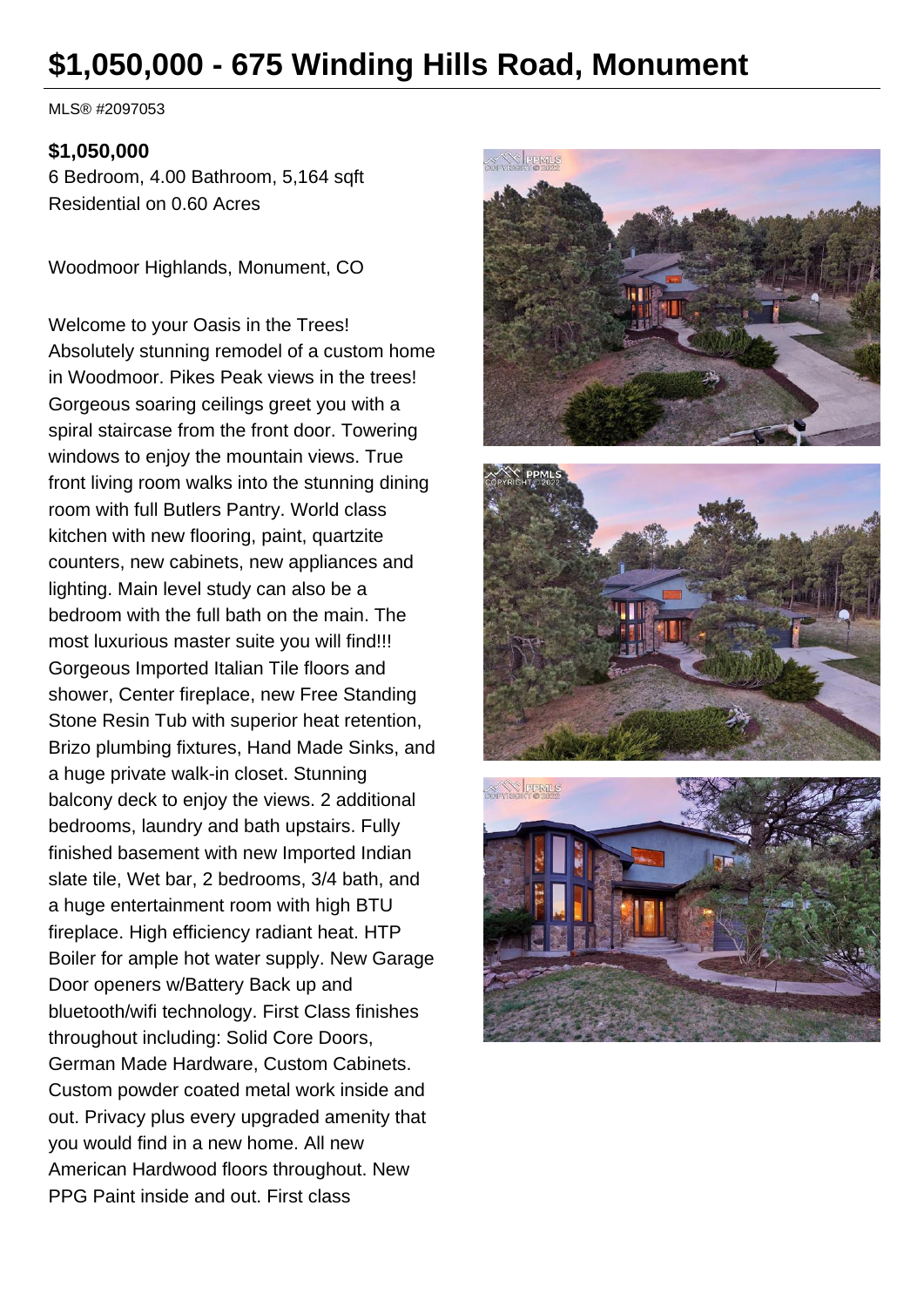# $1,050,000 - 675 Winding Hills Road, Monument

MLS® #2097053

**$1,050,000**

6 Bedroom, 4.00 Bathroom, 5,164 sqft
Residential on 0.60 Acres

Woodmoor Highlands, Monument, CO

Welcome to your Oasis in the Trees! Absolutely stunning remodel of a custom home in Woodmoor. Pikes Peak views in the trees! Gorgeous soaring ceilings greet you with a spiral staircase from the front door. Towering windows to enjoy the mountain views. True front living room walks into the stunning dining room with full Butlers Pantry. World class kitchen with new flooring, paint, quartzite counters, new cabinets, new appliances and lighting. Main level study can also be a bedroom with the full bath on the main. The most luxurious master suite you will find!!! Gorgeous Imported Italian Tile floors and shower, Center fireplace, new Free Standing Stone Resin Tub with superior heat retention, Brizo plumbing fixtures, Hand Made Sinks, and a huge private walk-in closet. Stunning balcony deck to enjoy the views. 2 additional bedrooms, laundry and bath upstairs. Fully finished basement with new Imported Indian slate tile, Wet bar, 2 bedrooms, 3/4 bath, and a huge entertainment room with high BTU fireplace. High efficiency radiant heat. HTP Boiler for ample hot water supply. New Garage Door openers w/Battery Back up and bluetooth/wifi technology. First Class finishes throughout including: Solid Core Doors, German Made Hardware, Custom Cabinets. Custom powder coated metal work inside and out. Privacy plus every upgraded amenity that you would find in a new home. All new American Hardwood floors throughout. New PPG Paint inside and out. First class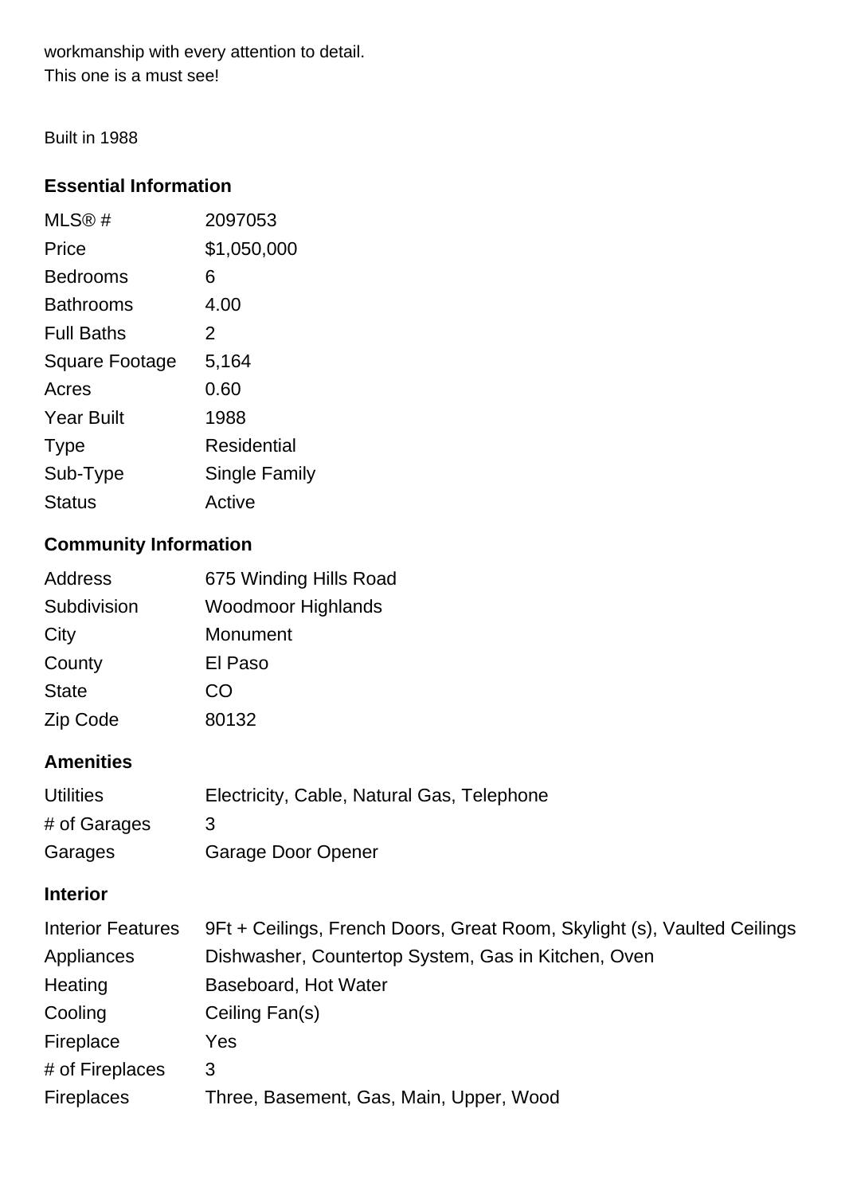workmanship with every attention to detail.
This one is a must see!

Built in 1988

## Essential Information

| | |
|---|---|
| MLS® # | 2097053 |
| Price | $1,050,000 |
| Bedrooms | 6 |
| Bathrooms | 4.00 |
| Full Baths | 2 |
| Square Footage | 5,164 |
| Acres | 0.60 |
| Year Built | 1988 |
| Type | Residential |
| Sub-Type | Single Family |
| Status | Active |

## Community Information

| | |
|---|---|
| Address | 675 Winding Hills Road |
| Subdivision | Woodmoor Highlands |
| City | Monument |
| County | El Paso |
| State | CO |
| Zip Code | 80132 |

## Amenities

| | |
|---|---|
| Utilities | Electricity, Cable, Natural Gas, Telephone |
| # of Garages | 3 |
| Garages | Garage Door Opener |

## Interior

| | |
|---|---|
| Interior Features | 9Ft + Ceilings, French Doors, Great Room, Skylight (s), Vaulted Ceilings |
| Appliances | Dishwasher, Countertop System, Gas in Kitchen, Oven |
| Heating | Baseboard, Hot Water |
| Cooling | Ceiling Fan(s) |
| Fireplace | Yes |
| # of Fireplaces | 3 |
| Fireplaces | Three, Basement, Gas, Main, Upper, Wood |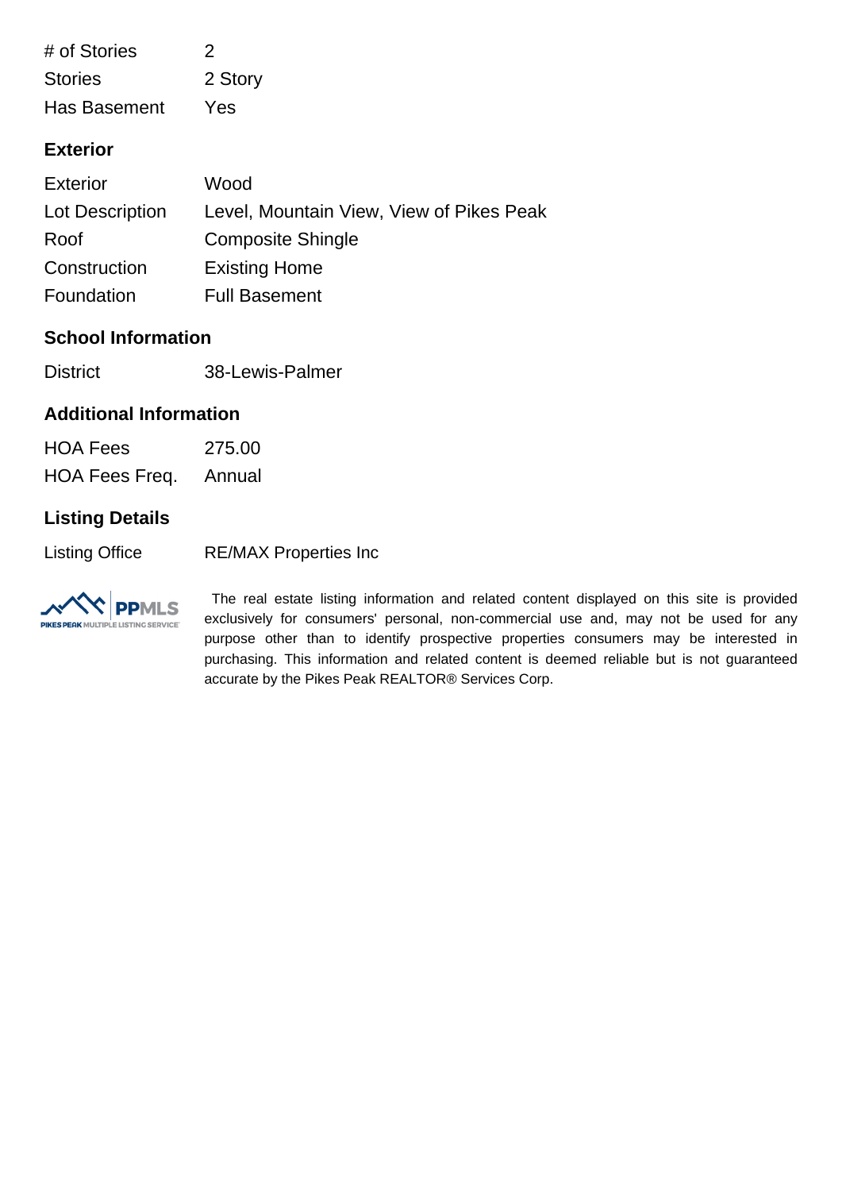| | |
|---|---|
| # of Stories | 2 |
| Stories | 2 Story |
| Has Basement | Yes |

### Exterior

| | |
|---|---|
| Exterior | Wood |
| Lot Description | Level, Mountain View, View of Pikes Peak |
| Roof | Composite Shingle |
| Construction | Existing Home |
| Foundation | Full Basement |

### School Information

| | |
|---|---|
| District | 38-Lewis-Palmer |

### Additional Information

| | |
|---|---|
| HOA Fees | 275.00 |
| HOA Fees Freq. | Annual |

### Listing Details

| | |
|---|---|
| Listing Office | RE/MAX Properties Inc |

PPMLS PIKES PEAK MULTIPLE LISTING SERVICE

The real estate listing information and related content displayed on this site is provided exclusively for consumers' personal, non-commercial use and, may not be used for any purpose other than to identify prospective properties consumers may be interested in purchasing. This information and related content is deemed reliable but is not guaranteed accurate by the Pikes Peak REALTOR® Services Corp.